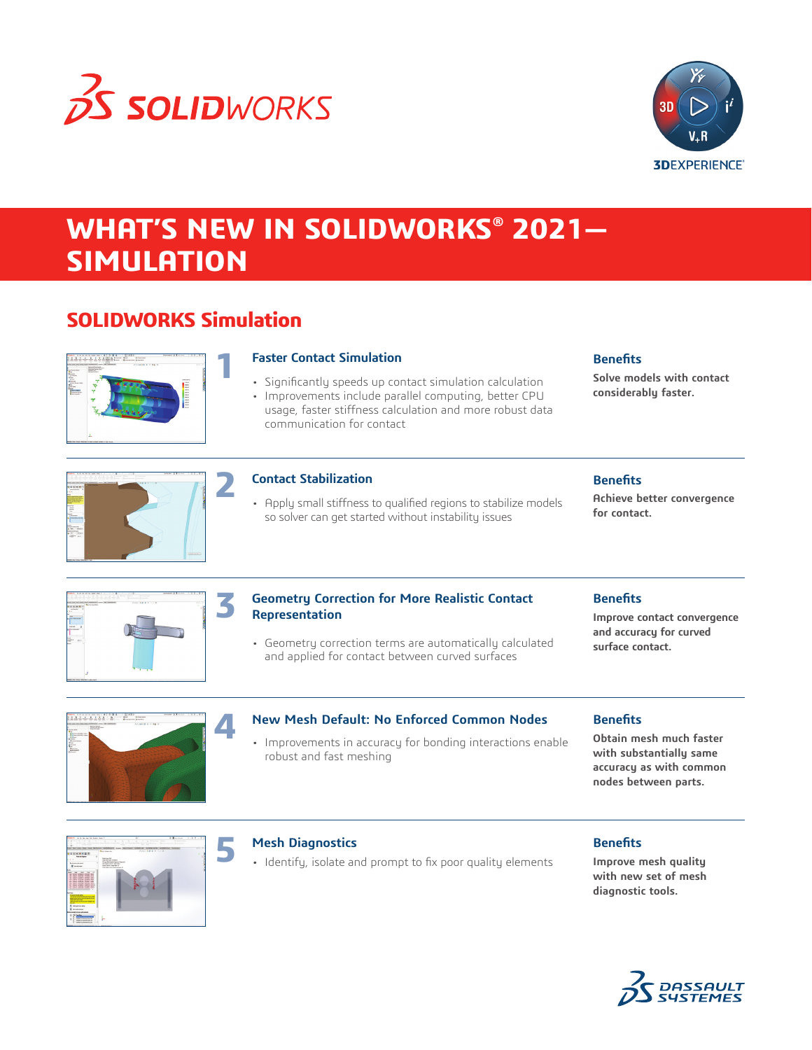# WHAT'S NEW IN SOLIDWORKS® 2021— SIMULATION

## SOLIDWORKS Simulation

### 1 Faster Contact Simulation

- Significantly speeds up contact simulation calculation
- Improvements include parallel computing, better CPU usage, faster stiffness calculation and more robust data communication for contact

**Benefits**

**Solve models with contact considerably faster.**

### 2 Contact Stabilization

- Apply small stiffness to qualified regions to stabilize models so solver can get started without instability issues

**Benefits**

**Achieve better convergence for contact.**

### 3 Geometry Correction for More Realistic Contact Representation

- Geometry correction terms are automatically calculated and applied for contact between curved surfaces

**Benefits**

**Improve contact convergence and accuracy for curved surface contact.**

### 4 New Mesh Default: No Enforced Common Nodes

- Improvements in accuracy for bonding interactions enable robust and fast meshing

**Benefits**

**Obtain mesh much faster with substantially same accuracy as with common nodes between parts.**

### 5 Mesh Diagnostics

- Identify, isolate and prompt to fix poor quality elements

**Benefits**

**Improve mesh quality with new set of mesh diagnostic tools.**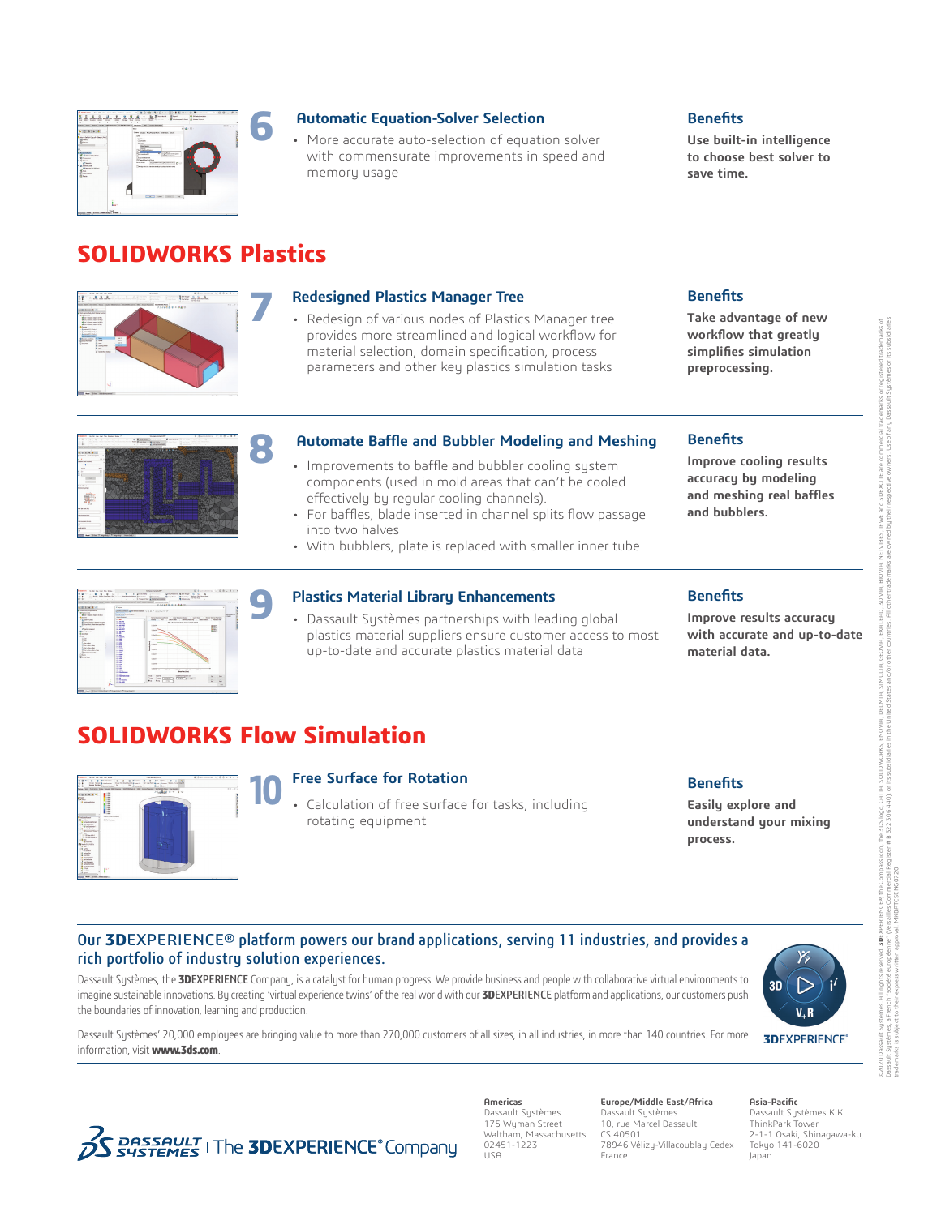## 6 Automatic Equation-Solver Selection

- More accurate auto-selection of equation solver with commensurate improvements in speed and memory usage

**Benefits**

**Use built-in intelligence to choose best solver to save time.**

# SOLIDWORKS Plastics

## 7 Redesigned Plastics Manager Tree

- Redesign of various nodes of Plastics Manager tree provides more streamlined and logical workflow for material selection, domain specification, process parameters and other key plastics simulation tasks

**Benefits**

**Take advantage of new workflow that greatly simplifies simulation preprocessing.**

## 8 Automate Baffle and Bubbler Modeling and Meshing

- Improvements to baffle and bubbler cooling system components (used in mold areas that can't be cooled effectively by regular cooling channels).
- For baffles, blade inserted in channel splits flow passage into two halves
- With bubblers, plate is replaced with smaller inner tube

**Benefits**

**Improve cooling results accuracy by modeling and meshing real baffles and bubblers.**

## 9 Plastics Material Library Enhancements

- Dassault Systèmes partnerships with leading global plastics material suppliers ensure customer access to most up-to-date and accurate plastics material data

**Benefits**

**Improve results accuracy with accurate and up-to-date material data.**

# SOLIDWORKS Flow Simulation

## 10 Free Surface for Rotation

- Calculation of free surface for tasks, including rotating equipment

**Benefits**

**Easily explore and understand your mixing process.**

## Our **3D**EXPERIENCE® platform powers our brand applications, serving 11 industries, and provides a rich portfolio of industry solution experiences.

Dassault Systèmes, the **3D**EXPERIENCE Company, is a catalyst for human progress. We provide business and people with collaborative virtual environments to imagine sustainable innovations. By creating 'virtual experience twins' of the real world with our **3D**EXPERIENCE platform and applications, our customers push the boundaries of innovation, learning and production.

Dassault Systèmes' 20,000 employees are bringing value to more than 270,000 customers of all sizes, in all industries, in more than 140 countries. For more information, visit **www.3ds.com**.

DASSAULT SYSTEMES | The **3D**EXPERIENCE® Company

**Americas**
Dassault Systèmes
175 Wyman Street
Waltham, Massachusetts
02451-1223
USA

**Europe/Middle East/Africa**
Dassault Systèmes
10, rue Marcel Dassault
CS 40501
78946 Vélizy-Villacoublay Cedex
France

**Asia-Pacific**
Dassault Systèmes K.K.
ThinkPark Tower
2-1-1 Osaki, Shinagawa-ku,
Tokyo 141-6020
Japan

©2020 Dassault Systèmes. All rights reserved. 3DEXPERIENCE®, the Compass icon, the 3DS logo, CATIA, SOLIDWORKS, ENOVIA, DELMIA, SIMULIA, GEOVIA, EXALEAD, 3D VIA, BIOVIA, NETVIBES, IFWE and 3DEXCITE are commercial trademarks or registered trademarks of Dassault Systèmes, a French "société européenne" (Versailles Commercial Register # B 322 306 440), or its subsidiaries in the United States and/or other countries. All other trademarks are owned by their respective owners. Use of any Dassault Systèmes or its subsidiaries trademarks is subject to their express written approval. MKBRTCSENG0720